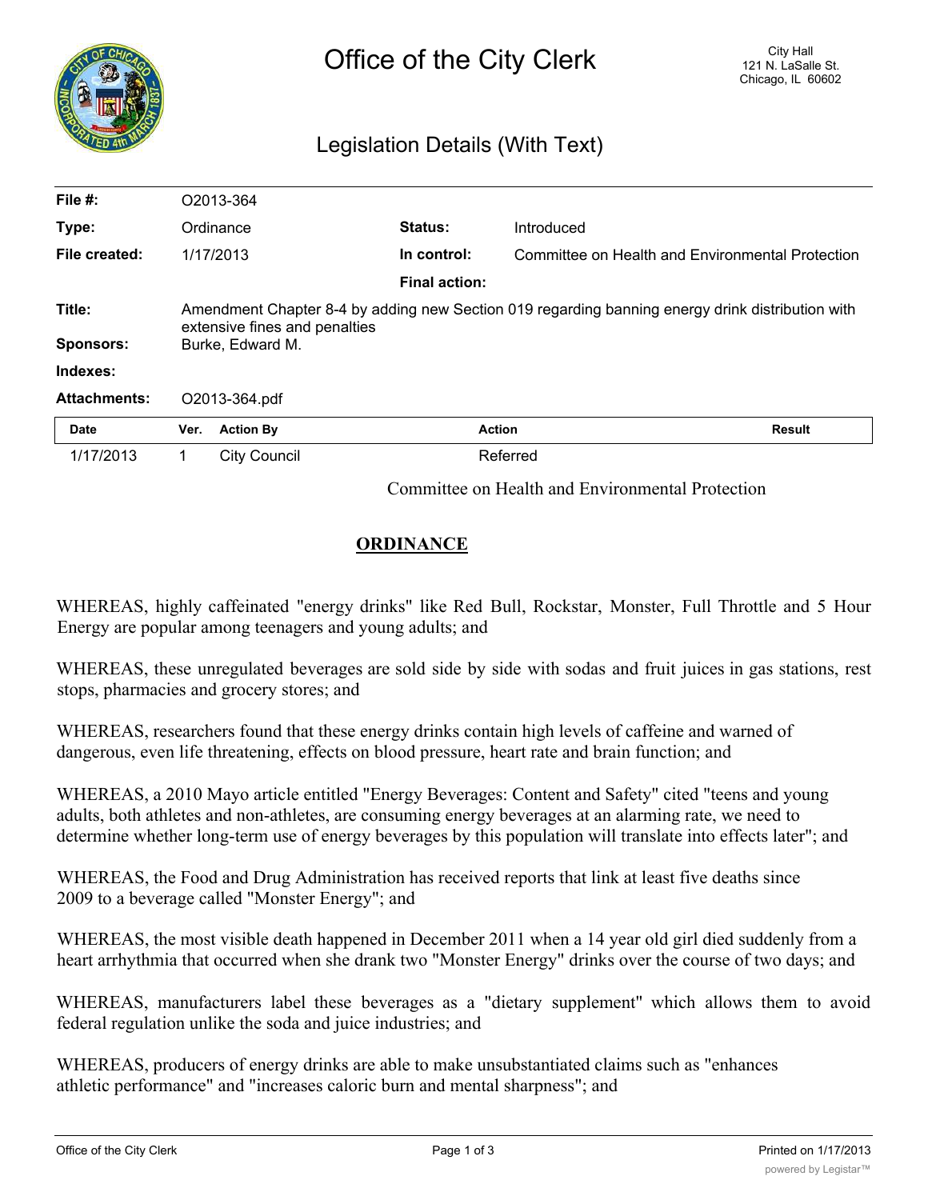# Office of the City Clerk

City Hall
121 N. LaSalle St.
Chicago, IL 60602

## Legislation Details (With Text)

| | | | |
|---|---|---|---|
| **File #:** | O2013-364 | | |
| **Type:** | Ordinance | **Status:** | Introduced |
| **File created:** | 1/17/2013 | **In control:** | Committee on Health and Environmental Protection |
| | | **Final action:** | |
| **Title:** | Amendment Chapter 8-4 by adding new Section 019 regarding banning energy drink distribution with extensive fines and penalties | | |
| **Sponsors:** | Burke, Edward M. | | |
| **Indexes:** | | | |
| **Attachments:** | O2013-364.pdf | | |

| Date | Ver. | Action By | Action | Result |
|---|---|---|---|---|
| 1/17/2013 | 1 | City Council | Referred | |

Committee on Health and Environmental Protection

## ORDINANCE

WHEREAS, highly caffeinated "energy drinks" like Red Bull, Rockstar, Monster, Full Throttle and 5 Hour Energy are popular among teenagers and young adults; and

WHEREAS, these unregulated beverages are sold side by side with sodas and fruit juices in gas stations, rest stops, pharmacies and grocery stores; and

WHEREAS, researchers found that these energy drinks contain high levels of caffeine and warned of dangerous, even life threatening, effects on blood pressure, heart rate and brain function; and

WHEREAS, a 2010 Mayo article entitled "Energy Beverages: Content and Safety" cited "teens and young adults, both athletes and non-athletes, are consuming energy beverages at an alarming rate, we need to determine whether long-term use of energy beverages by this population will translate into effects later"; and

WHEREAS, the Food and Drug Administration has received reports that link at least five deaths since 2009 to a beverage called "Monster Energy"; and

WHEREAS, the most visible death happened in December 2011 when a 14 year old girl died suddenly from a heart arrhythmia that occurred when she drank two "Monster Energy" drinks over the course of two days; and

WHEREAS, manufacturers label these beverages as a "dietary supplement" which allows them to avoid federal regulation unlike the soda and juice industries; and

WHEREAS, producers of energy drinks are able to make unsubstantiated claims such as "enhances athletic performance" and "increases caloric burn and mental sharpness"; and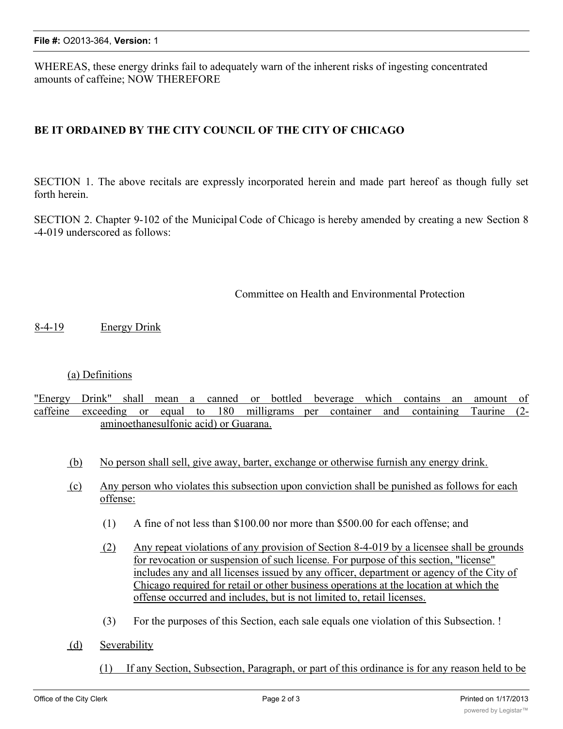WHEREAS, these energy drinks fail to adequately warn of the inherent risks of ingesting concentrated amounts of caffeine; NOW THEREFORE

**BE IT ORDAINED BY THE CITY COUNCIL OF THE CITY OF CHICAGO**

SECTION 1. The above recitals are expressly incorporated herein and made part hereof as though fully set forth herein.

SECTION 2. Chapter 9-102 of the Municipal Code of Chicago is hereby amended by creating a new Section 8 -4-019 underscored as follows:

Committee on Health and Environmental Protection

8-4-19 Energy Drink

(a) Definitions

"Energy Drink" shall mean a canned or bottled beverage which contains an amount of caffeine exceeding or equal to 180 milligrams per container and containing Taurine (2-aminoethanesulfonic acid) or Guarana.

(b) No person shall sell, give away, barter, exchange or otherwise furnish any energy drink.

(c) Any person who violates this subsection upon conviction shall be punished as follows for each offense:

(1) A fine of not less than $100.00 nor more than $500.00 for each offense; and

(2) Any repeat violations of any provision of Section 8-4-019 by a licensee shall be grounds for revocation or suspension of such license. For purpose of this section, "license" includes any and all licenses issued by any officer, department or agency of the City of Chicago required for retail or other business operations at the location at which the offense occurred and includes, but is not limited to, retail licenses.

(3) For the purposes of this Section, each sale equals one violation of this Subsection. !

(d) Severability

(1) If any Section, Subsection, Paragraph, or part of this ordinance is for any reason held to be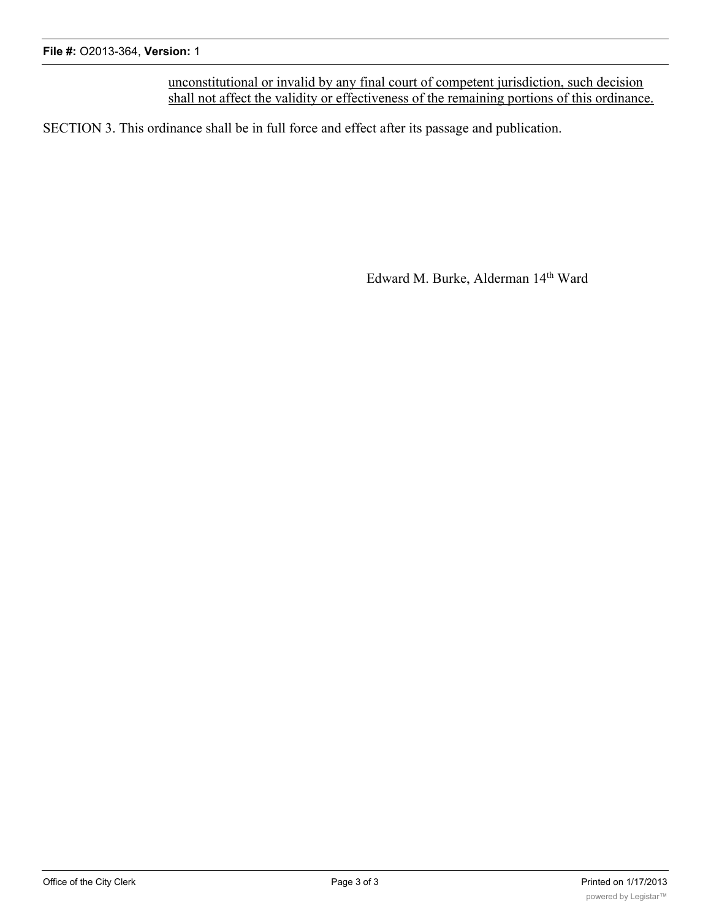unconstitutional or invalid by any final court of competent jurisdiction, such decision shall not affect the validity or effectiveness of the remaining portions of this ordinance.

SECTION 3. This ordinance shall be in full force and effect after its passage and publication.

Edward M. Burke, Alderman 14th Ward